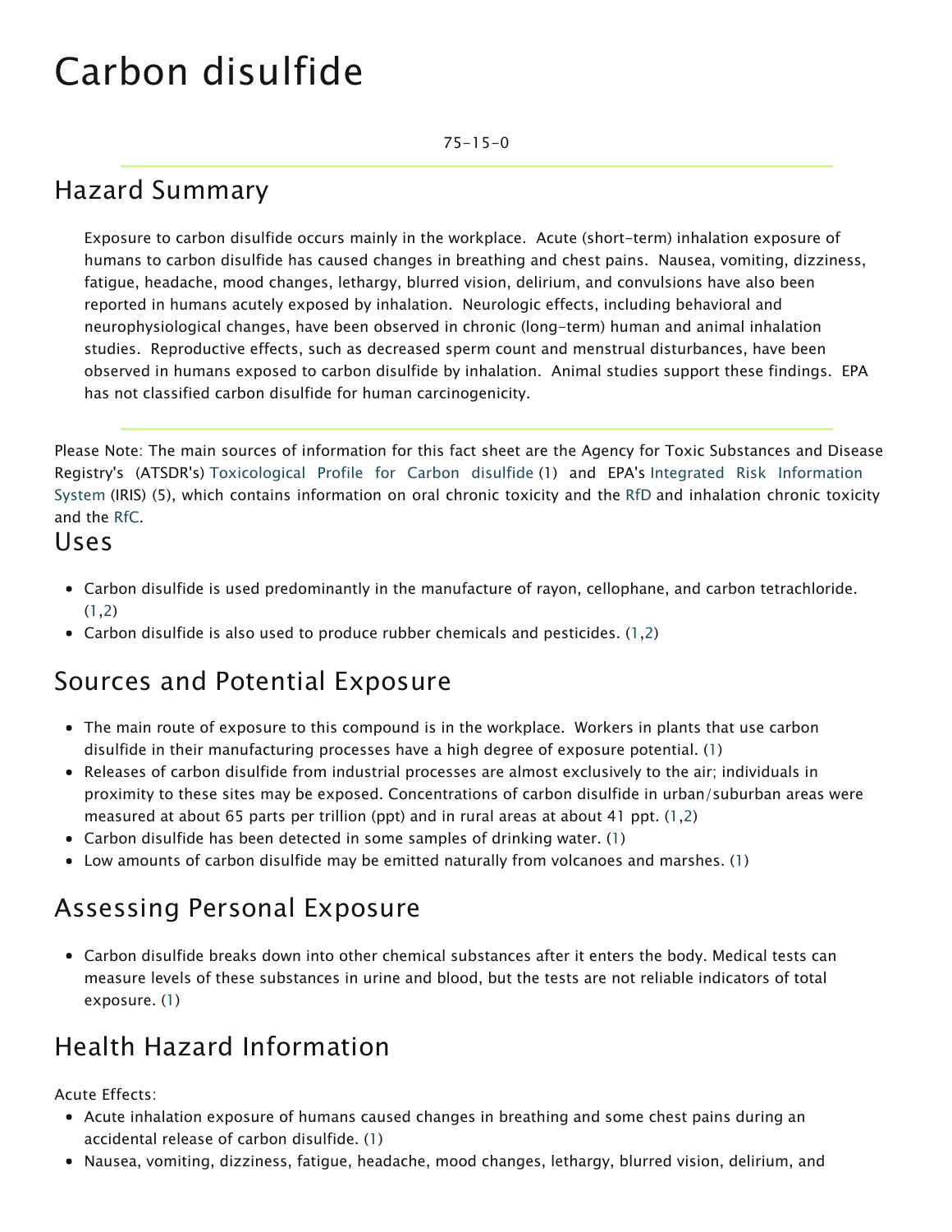# Carbon disulfide

75-15-0

## Hazard Summary

Exposure to carbon disulfide occurs mainly in the workplace. Acute (short-term) inhalation exposure of humans to carbon disulfide has caused changes in breathing and chest pains. Nausea, vomiting, dizziness, fatigue, headache, mood changes, lethargy, blurred vision, delirium, and convulsions have also been reported in humans acutely exposed by inhalation. Neurologic effects, including behavioral and neurophysiological changes, have been observed in chronic (long-term) human and animal inhalation studies. Reproductive effects, such as decreased sperm count and menstrual disturbances, have been observed in humans exposed to carbon disulfide by inhalation. Animal studies support these findings. EPA has not classified carbon disulfide for human carcinogenicity.

Please Note: The main sources of information for this fact sheet are the Agency for Toxic Substances and Disease Registry's (ATSDR's) Toxicological Profile for Carbon disulfide (1) and EPA's Integrated Risk Information System (IRIS) (5), which contains information on oral chronic toxicity and the RfD and inhalation chronic toxicity and the RfC.

## Uses

- Carbon disulfide is used predominantly in the manufacture of rayon, cellophane, and carbon tetrachloride. (1,2)
- Carbon disulfide is also used to produce rubber chemicals and pesticides. (1,2)

## Sources and Potential Exposure

- The main route of exposure to this compound is in the workplace. Workers in plants that use carbon disulfide in their manufacturing processes have a high degree of exposure potential. (1)
- Releases of carbon disulfide from industrial processes are almost exclusively to the air; individuals in proximity to these sites may be exposed. Concentrations of carbon disulfide in urban/suburban areas were measured at about 65 parts per trillion (ppt) and in rural areas at about 41 ppt. (1,2)
- Carbon disulfide has been detected in some samples of drinking water. (1)
- Low amounts of carbon disulfide may be emitted naturally from volcanoes and marshes. (1)

## Assessing Personal Exposure

- Carbon disulfide breaks down into other chemical substances after it enters the body. Medical tests can measure levels of these substances in urine and blood, but the tests are not reliable indicators of total exposure. (1)

## Health Hazard Information

Acute Effects:

- Acute inhalation exposure of humans caused changes in breathing and some chest pains during an accidental release of carbon disulfide. (1)
- Nausea, vomiting, dizziness, fatigue, headache, mood changes, lethargy, blurred vision, delirium, and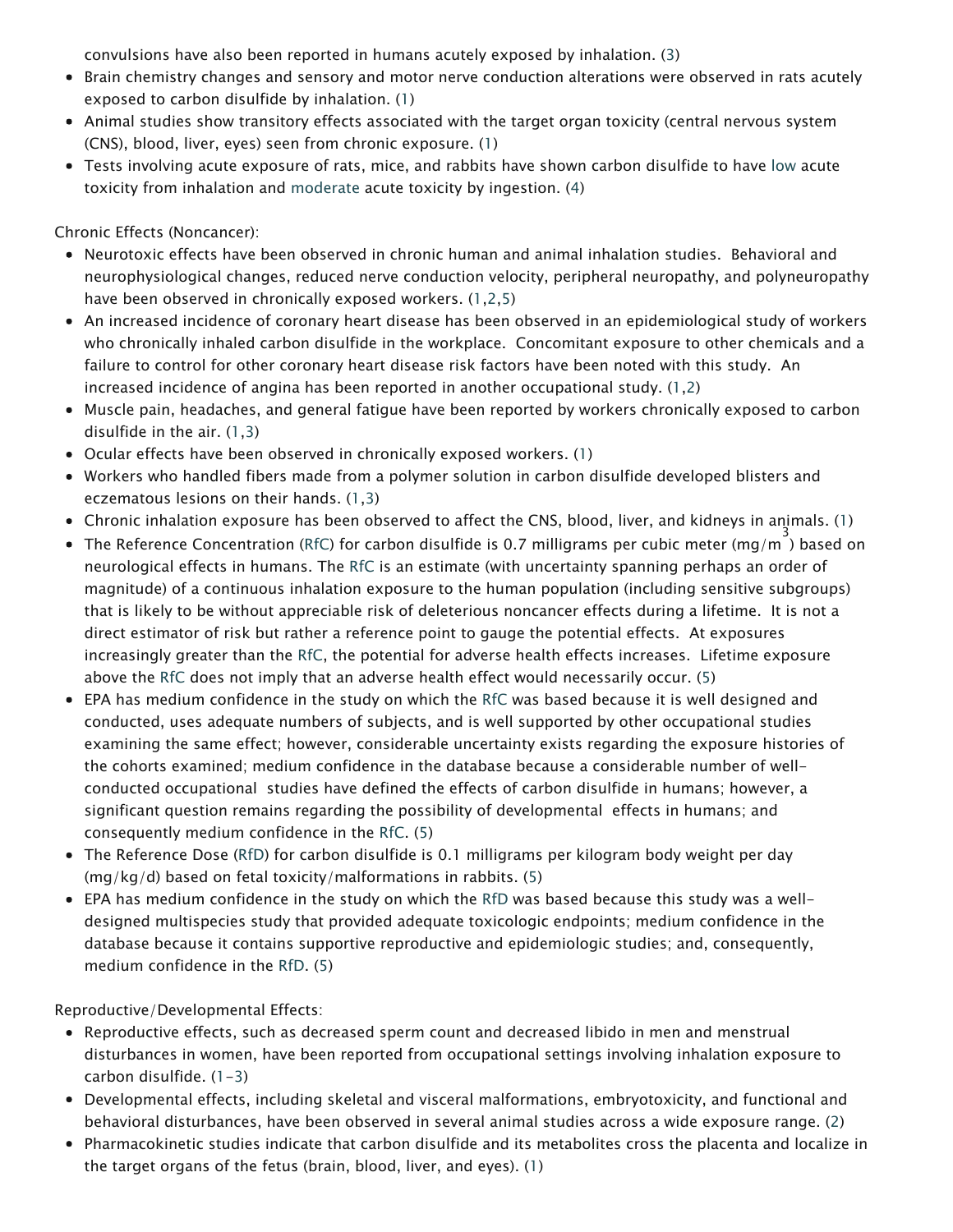convulsions have also been reported in humans acutely exposed by inhalation. (3)

- Brain chemistry changes and sensory and motor nerve conduction alterations were observed in rats acutely exposed to carbon disulfide by inhalation. (1)
- Animal studies show transitory effects associated with the target organ toxicity (central nervous system (CNS), blood, liver, eyes) seen from chronic exposure. (1)
- Tests involving acute exposure of rats, mice, and rabbits have shown carbon disulfide to have low acute toxicity from inhalation and moderate acute toxicity by ingestion. (4)

Chronic Effects (Noncancer):

- Neurotoxic effects have been observed in chronic human and animal inhalation studies. Behavioral and neurophysiological changes, reduced nerve conduction velocity, peripheral neuropathy, and polyneuropathy have been observed in chronically exposed workers. (1,2,5)
- An increased incidence of coronary heart disease has been observed in an epidemiological study of workers who chronically inhaled carbon disulfide in the workplace. Concomitant exposure to other chemicals and a failure to control for other coronary heart disease risk factors have been noted with this study. An increased incidence of angina has been reported in another occupational study. (1,2)
- Muscle pain, headaches, and general fatigue have been reported by workers chronically exposed to carbon disulfide in the air. (1,3)
- Ocular effects have been observed in chronically exposed workers. (1)
- Workers who handled fibers made from a polymer solution in carbon disulfide developed blisters and eczematous lesions on their hands. (1,3)
- Chronic inhalation exposure has been observed to affect the CNS, blood, liver, and kidneys in animals. (1)
- The Reference Concentration (RfC) for carbon disulfide is 0.7 milligrams per cubic meter ($mg/m^3$) based on neurological effects in humans. The RfC is an estimate (with uncertainty spanning perhaps an order of magnitude) of a continuous inhalation exposure to the human population (including sensitive subgroups) that is likely to be without appreciable risk of deleterious noncancer effects during a lifetime. It is not a direct estimator of risk but rather a reference point to gauge the potential effects. At exposures increasingly greater than the RfC, the potential for adverse health effects increases. Lifetime exposure above the RfC does not imply that an adverse health effect would necessarily occur. (5)
- EPA has medium confidence in the study on which the RfC was based because it is well designed and conducted, uses adequate numbers of subjects, and is well supported by other occupational studies examining the same effect; however, considerable uncertainty exists regarding the exposure histories of the cohorts examined; medium confidence in the database because a considerable number of well-conducted occupational studies have defined the effects of carbon disulfide in humans; however, a significant question remains regarding the possibility of developmental effects in humans; and consequently medium confidence in the RfC. (5)
- The Reference Dose (RfD) for carbon disulfide is 0.1 milligrams per kilogram body weight per day (mg/kg/d) based on fetal toxicity/malformations in rabbits. (5)
- EPA has medium confidence in the study on which the RfD was based because this study was a well-designed multispecies study that provided adequate toxicologic endpoints; medium confidence in the database because it contains supportive reproductive and epidemiologic studies; and, consequently, medium confidence in the RfD. (5)

Reproductive/Developmental Effects:

- Reproductive effects, such as decreased sperm count and decreased libido in men and menstrual disturbances in women, have been reported from occupational settings involving inhalation exposure to carbon disulfide. (1-3)
- Developmental effects, including skeletal and visceral malformations, embryotoxicity, and functional and behavioral disturbances, have been observed in several animal studies across a wide exposure range. (2)
- Pharmacokinetic studies indicate that carbon disulfide and its metabolites cross the placenta and localize in the target organs of the fetus (brain, blood, liver, and eyes). (1)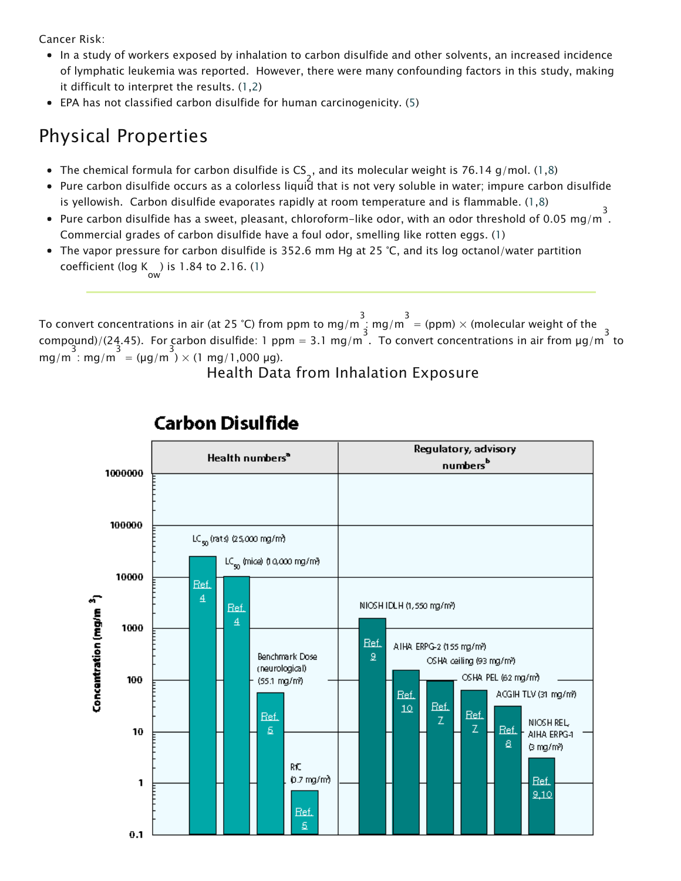Cancer Risk:

- In a study of workers exposed by inhalation to carbon disulfide and other solvents, an increased incidence of lymphatic leukemia was reported. However, there were many confounding factors in this study, making it difficult to interpret the results. (1,2)
- EPA has not classified carbon disulfide for human carcinogenicity. (5)

## Physical Properties

- The chemical formula for carbon disulfide is $CS_2$, and its molecular weight is 76.14 g/mol. (1,8)
- Pure carbon disulfide occurs as a colorless liquid that is not very soluble in water; impure carbon disulfide is yellowish. Carbon disulfide evaporates rapidly at room temperature and is flammable. (1,8)
- Pure carbon disulfide has a sweet, pleasant, chloroform-like odor, with an odor threshold of 0.05 mg/$m^3$. Commercial grades of carbon disulfide have a foul odor, smelling like rotten eggs. (1)
- The vapor pressure for carbon disulfide is 352.6 mm Hg at 25 °C, and its log octanol/water partition coefficient (log $K_{ow}$) is 1.84 to 2.16. (1)

---

To convert concentrations in air (at 25 °C) from ppm to mg/$m^3$: mg/$m^3$ = (ppm) × (molecular weight of the compound)/(24.45). For carbon disulfide: 1 ppm = 3.1 mg/$m^3$. To convert concentrations in air from µg/$m^3$ to mg/$m^3$: mg/$m^3$ = (µg/$m^3$) × (1 mg/1,000 µg).

### Health Data from Inhalation Exposure

**Carbon Disulfide**

| Category | Value | Concentration (mg/$m^3$) | Reference |
|---|---|---|---|
| Health numbers[a] | $LC_{50}$ (rats) | 25,000 | Ref. 4 |
| Health numbers[a] | $LC_{50}$ (mice) | 10,000 | Ref. 4 |
| Health numbers[a] | Benchmark Dose (neurological) | 55.1 | Ref. 5 |
| Health numbers[a] | RfC | 0.7 | Ref. 5 |
| Regulatory, advisory numbers[b] | NIOSH IDLH | 1,550 | Ref. 9 |
| Regulatory, advisory numbers[b] | AIHA ERPG-2 | 155 | Ref. 10 |
| Regulatory, advisory numbers[b] | OSHA ceiling | 93 | Ref. 7 |
| Regulatory, advisory numbers[b] | OSHA PEL | 62 | Ref. 7 |
| Regulatory, advisory numbers[b] | ACGIH TLV | 31 | Ref. 8 |
| Regulatory, advisory numbers[b] | NIOSH REL, AIHA ERPG-1 | 3 | Ref. 9,10 |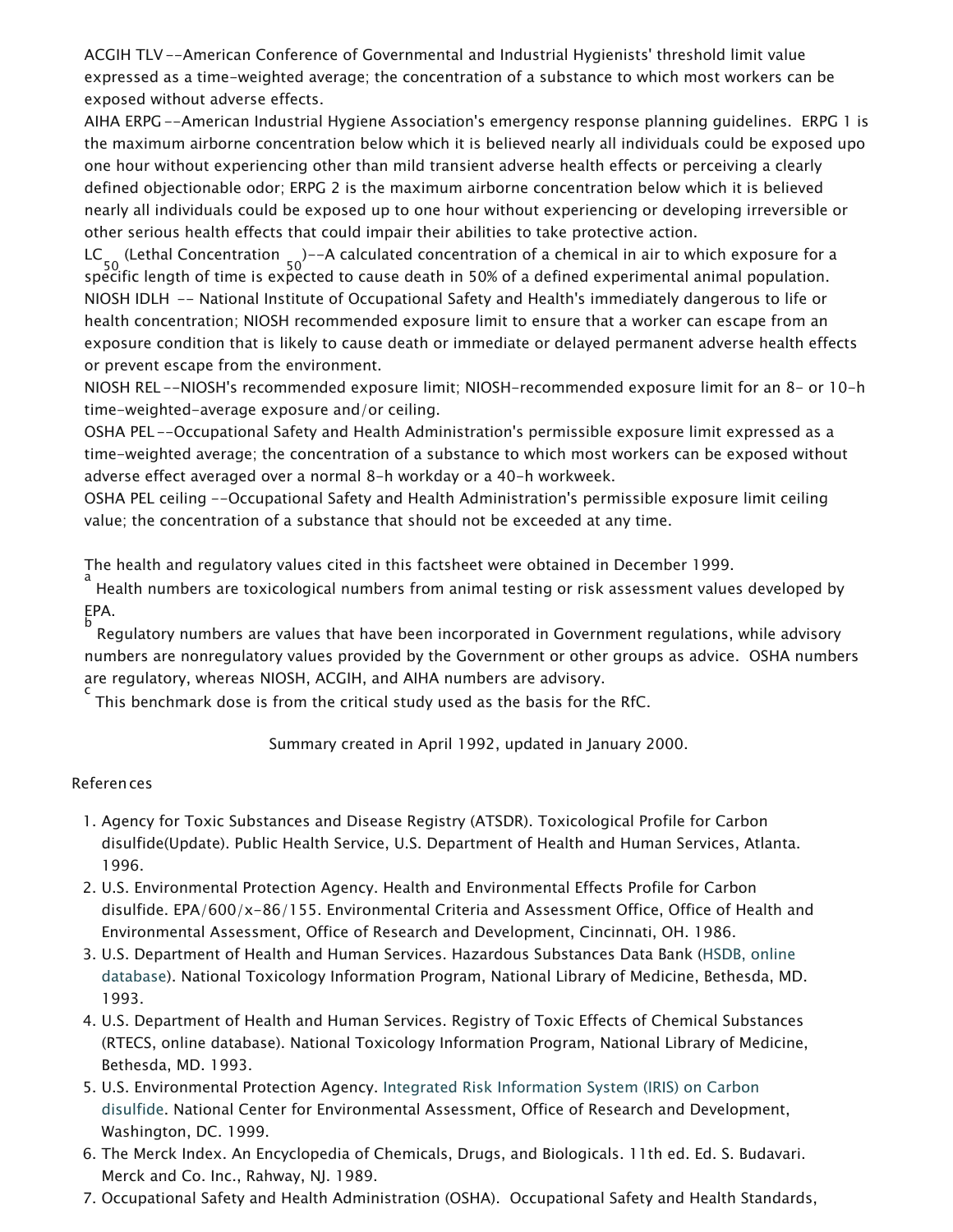ACGIH TLV--American Conference of Governmental and Industrial Hygienists' threshold limit value expressed as a time-weighted average; the concentration of a substance to which most workers can be exposed without adverse effects.

AIHA ERPG--American Industrial Hygiene Association's emergency response planning guidelines. ERPG 1 is the maximum airborne concentration below which it is believed nearly all individuals could be exposed upo one hour without experiencing other than mild transient adverse health effects or perceiving a clearly defined objectionable odor; ERPG 2 is the maximum airborne concentration below which it is believed nearly all individuals could be exposed up to one hour without experiencing or developing irreversible or other serious health effects that could impair their abilities to take protective action.

$LC_{50}$ (Lethal Concentration $_{50}$)--A calculated concentration of a chemical in air to which exposure for a specific length of time is expected to cause death in 50% of a defined experimental animal population.

NIOSH IDLH -- National Institute of Occupational Safety and Health's immediately dangerous to life or health concentration; NIOSH recommended exposure limit to ensure that a worker can escape from an exposure condition that is likely to cause death or immediate or delayed permanent adverse health effects or prevent escape from the environment.

NIOSH REL--NIOSH's recommended exposure limit; NIOSH-recommended exposure limit for an 8- or 10-h time-weighted-average exposure and/or ceiling.

OSHA PEL--Occupational Safety and Health Administration's permissible exposure limit expressed as a time-weighted average; the concentration of a substance to which most workers can be exposed without adverse effect averaged over a normal 8-h workday or a 40-h workweek.

OSHA PEL ceiling --Occupational Safety and Health Administration's permissible exposure limit ceiling value; the concentration of a substance that should not be exceeded at any time.

The health and regulatory values cited in this factsheet were obtained in December 1999.

[a] Health numbers are toxicological numbers from animal testing or risk assessment values developed by EPA.

[b] Regulatory numbers are values that have been incorporated in Government regulations, while advisory numbers are nonregulatory values provided by the Government or other groups as advice. OSHA numbers are regulatory, whereas NIOSH, ACGIH, and AIHA numbers are advisory.

[c] This benchmark dose is from the critical study used as the basis for the RfC.

Summary created in April 1992, updated in January 2000.

References

1. Agency for Toxic Substances and Disease Registry (ATSDR). Toxicological Profile for Carbon disulfide(Update). Public Health Service, U.S. Department of Health and Human Services, Atlanta. 1996.
2. U.S. Environmental Protection Agency. Health and Environmental Effects Profile for Carbon disulfide. EPA/600/x-86/155. Environmental Criteria and Assessment Office, Office of Health and Environmental Assessment, Office of Research and Development, Cincinnati, OH. 1986.
3. U.S. Department of Health and Human Services. Hazardous Substances Data Bank (HSDB, online database). National Toxicology Information Program, National Library of Medicine, Bethesda, MD. 1993.
4. U.S. Department of Health and Human Services. Registry of Toxic Effects of Chemical Substances (RTECS, online database). National Toxicology Information Program, National Library of Medicine, Bethesda, MD. 1993.
5. U.S. Environmental Protection Agency. Integrated Risk Information System (IRIS) on Carbon disulfide. National Center for Environmental Assessment, Office of Research and Development, Washington, DC. 1999.
6. The Merck Index. An Encyclopedia of Chemicals, Drugs, and Biologicals. 11th ed. Ed. S. Budavari. Merck and Co. Inc., Rahway, NJ. 1989.
7. Occupational Safety and Health Administration (OSHA). Occupational Safety and Health Standards,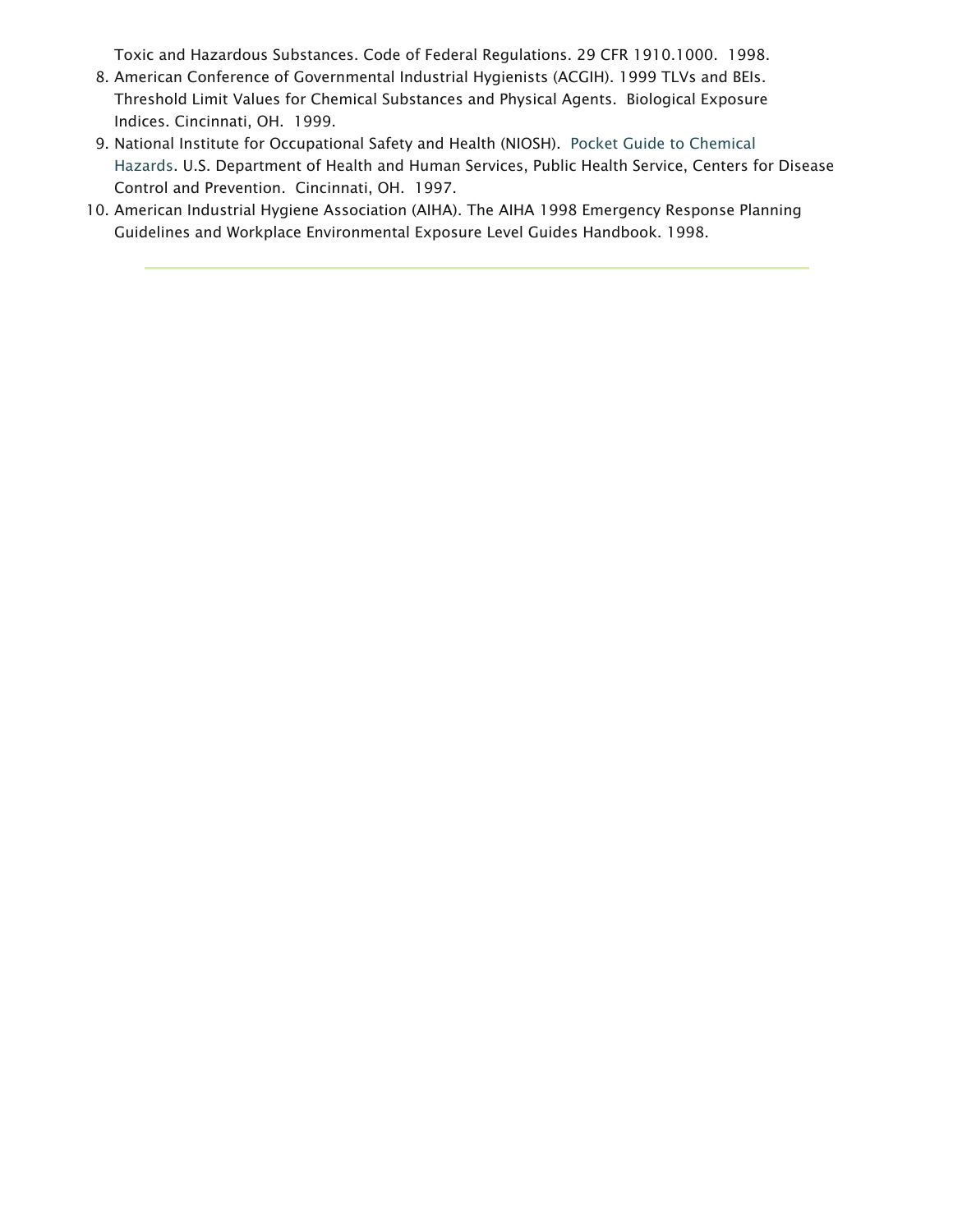Toxic and Hazardous Substances. Code of Federal Regulations. 29 CFR 1910.1000. 1998.

8. American Conference of Governmental Industrial Hygienists (ACGIH). 1999 TLVs and BEIs. Threshold Limit Values for Chemical Substances and Physical Agents. Biological Exposure Indices. Cincinnati, OH. 1999.
9. National Institute for Occupational Safety and Health (NIOSH). Pocket Guide to Chemical Hazards. U.S. Department of Health and Human Services, Public Health Service, Centers for Disease Control and Prevention. Cincinnati, OH. 1997.
10. American Industrial Hygiene Association (AIHA). The AIHA 1998 Emergency Response Planning Guidelines and Workplace Environmental Exposure Level Guides Handbook. 1998.